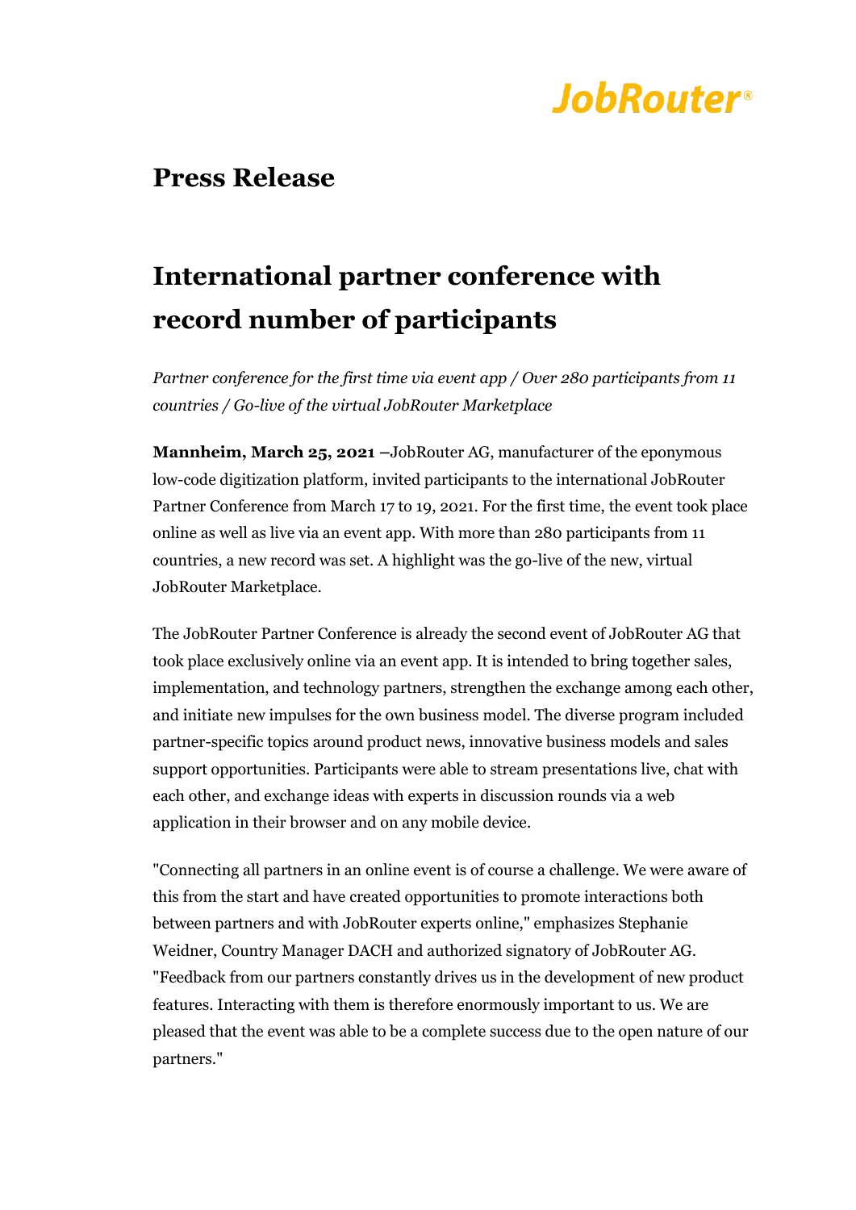JobRouter®

# Press Release

## International partner conference with record number of participants

*Partner conference for the first time via event app / Over 280 participants from 11 countries / Go-live of the virtual JobRouter Marketplace*

**Mannheim, March 25, 2021** –JobRouter AG, manufacturer of the eponymous low-code digitization platform, invited participants to the international JobRouter Partner Conference from March 17 to 19, 2021. For the first time, the event took place online as well as live via an event app. With more than 280 participants from 11 countries, a new record was set. A highlight was the go-live of the new, virtual JobRouter Marketplace.

The JobRouter Partner Conference is already the second event of JobRouter AG that took place exclusively online via an event app. It is intended to bring together sales, implementation, and technology partners, strengthen the exchange among each other, and initiate new impulses for the own business model. The diverse program included partner-specific topics around product news, innovative business models and sales support opportunities. Participants were able to stream presentations live, chat with each other, and exchange ideas with experts in discussion rounds via a web application in their browser and on any mobile device.

"Connecting all partners in an online event is of course a challenge. We were aware of this from the start and have created opportunities to promote interactions both between partners and with JobRouter experts online," emphasizes Stephanie Weidner, Country Manager DACH and authorized signatory of JobRouter AG. "Feedback from our partners constantly drives us in the development of new product features. Interacting with them is therefore enormously important to us. We are pleased that the event was able to be a complete success due to the open nature of our partners."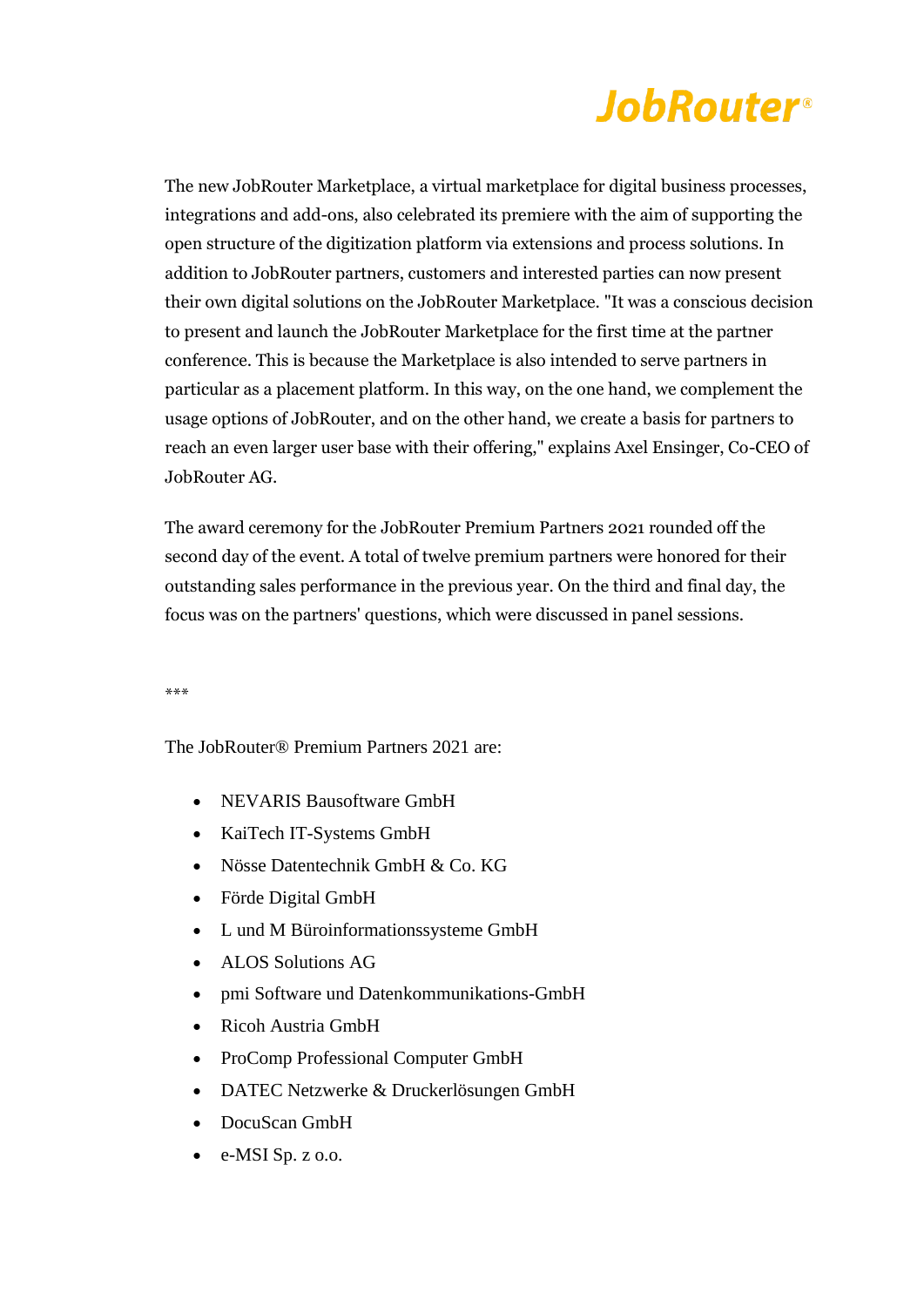The new JobRouter Marketplace, a virtual marketplace for digital business processes, integrations and add-ons, also celebrated its premiere with the aim of supporting the open structure of the digitization platform via extensions and process solutions. In addition to JobRouter partners, customers and interested parties can now present their own digital solutions on the JobRouter Marketplace. "It was a conscious decision to present and launch the JobRouter Marketplace for the first time at the partner conference. This is because the Marketplace is also intended to serve partners in particular as a placement platform. In this way, on the one hand, we complement the usage options of JobRouter, and on the other hand, we create a basis for partners to reach an even larger user base with their offering," explains Axel Ensinger, Co-CEO of JobRouter AG.

The award ceremony for the JobRouter Premium Partners 2021 rounded off the second day of the event. A total of twelve premium partners were honored for their outstanding sales performance in the previous year. On the third and final day, the focus was on the partners' questions, which were discussed in panel sessions.

***

The JobRouter® Premium Partners 2021 are:

- NEVARIS Bausoftware GmbH
- KaiTech IT-Systems GmbH
- Nösse Datentechnik GmbH & Co. KG
- Förde Digital GmbH
- L und M Büroinformationssysteme GmbH
- ALOS Solutions AG
- pmi Software und Datenkommunikations-GmbH
- Ricoh Austria GmbH
- ProComp Professional Computer GmbH
- DATEC Netzwerke & Druckerlösungen GmbH
- DocuScan GmbH
- e-MSI Sp. z o.o.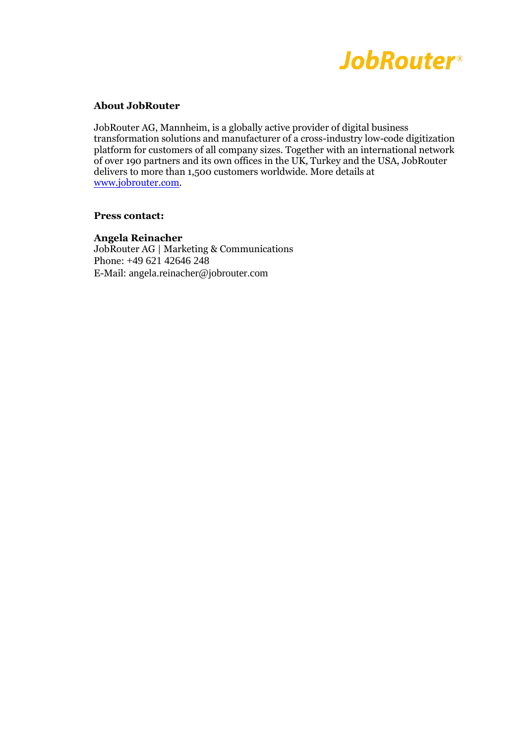**About JobRouter**

JobRouter AG, Mannheim, is a globally active provider of digital business transformation solutions and manufacturer of a cross-industry low-code digitization platform for customers of all company sizes. Together with an international network of over 190 partners and its own offices in the UK, Turkey and the USA, JobRouter delivers to more than 1,500 customers worldwide. More details at www.jobrouter.com.

**Press contact:**

**Angela Reinacher**
JobRouter AG | Marketing & Communications
Phone: +49 621 42646 248
E-Mail: angela.reinacher@jobrouter.com